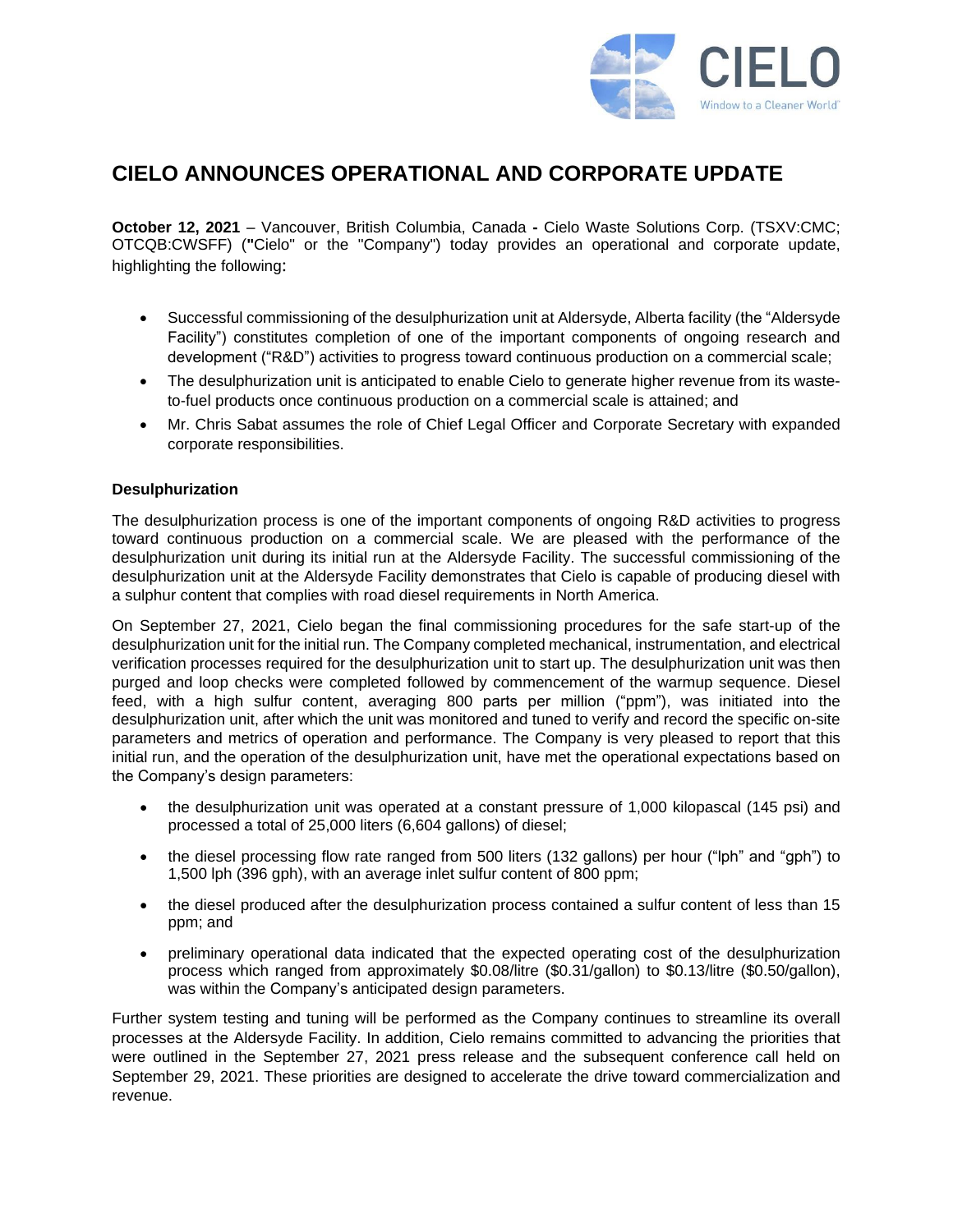# CIELO ANNOUNCES OPERATIONAL AND CORPORATE UPDATE

**October 12, 2021** – Vancouver, British Columbia, Canada **-** Cielo Waste Solutions Corp. (TSXV:CMC; OTCQB:CWSFF) (**"**Cielo" or the "Company") today provides an operational and corporate update, highlighting the following**:**

- Successful commissioning of the desulphurization unit at Aldersyde, Alberta facility (the "Aldersyde Facility") constitutes completion of one of the important components of ongoing research and development ("R&D") activities to progress toward continuous production on a commercial scale;
- The desulphurization unit is anticipated to enable Cielo to generate higher revenue from its waste-to-fuel products once continuous production on a commercial scale is attained; and
- Mr. Chris Sabat assumes the role of Chief Legal Officer and Corporate Secretary with expanded corporate responsibilities.

**Desulphurization**

The desulphurization process is one of the important components of ongoing R&D activities to progress toward continuous production on a commercial scale. We are pleased with the performance of the desulphurization unit during its initial run at the Aldersyde Facility. The successful commissioning of the desulphurization unit at the Aldersyde Facility demonstrates that Cielo is capable of producing diesel with a sulphur content that complies with road diesel requirements in North America.

On September 27, 2021, Cielo began the final commissioning procedures for the safe start-up of the desulphurization unit for the initial run. The Company completed mechanical, instrumentation, and electrical verification processes required for the desulphurization unit to start up. The desulphurization unit was then purged and loop checks were completed followed by commencement of the warmup sequence. Diesel feed, with a high sulfur content, averaging 800 parts per million ("ppm"), was initiated into the desulphurization unit, after which the unit was monitored and tuned to verify and record the specific on-site parameters and metrics of operation and performance. The Company is very pleased to report that this initial run, and the operation of the desulphurization unit, have met the operational expectations based on the Company's design parameters:

- the desulphurization unit was operated at a constant pressure of 1,000 kilopascal (145 psi) and processed a total of 25,000 liters (6,604 gallons) of diesel;
- the diesel processing flow rate ranged from 500 liters (132 gallons) per hour ("lph" and "gph") to 1,500 lph (396 gph), with an average inlet sulfur content of 800 ppm;
- the diesel produced after the desulphurization process contained a sulfur content of less than 15 ppm; and
- preliminary operational data indicated that the expected operating cost of the desulphurization process which ranged from approximately $0.08/litre ($0.31/gallon) to $0.13/litre ($0.50/gallon), was within the Company's anticipated design parameters.

Further system testing and tuning will be performed as the Company continues to streamline its overall processes at the Aldersyde Facility. In addition, Cielo remains committed to advancing the priorities that were outlined in the September 27, 2021 press release and the subsequent conference call held on September 29, 2021. These priorities are designed to accelerate the drive toward commercialization and revenue.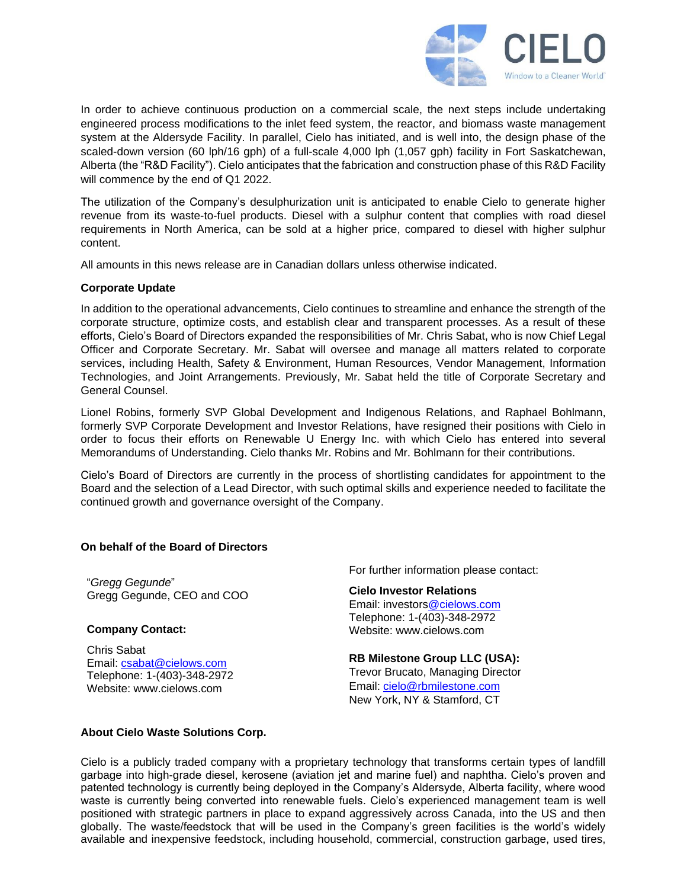In order to achieve continuous production on a commercial scale, the next steps include undertaking engineered process modifications to the inlet feed system, the reactor, and biomass waste management system at the Aldersyde Facility. In parallel, Cielo has initiated, and is well into, the design phase of the scaled-down version (60 lph/16 gph) of a full-scale 4,000 lph (1,057 gph) facility in Fort Saskatchewan, Alberta (the "R&D Facility"). Cielo anticipates that the fabrication and construction phase of this R&D Facility will commence by the end of Q1 2022.

The utilization of the Company's desulphurization unit is anticipated to enable Cielo to generate higher revenue from its waste-to-fuel products. Diesel with a sulphur content that complies with road diesel requirements in North America, can be sold at a higher price, compared to diesel with higher sulphur content.

All amounts in this news release are in Canadian dollars unless otherwise indicated.

**Corporate Update**

In addition to the operational advancements, Cielo continues to streamline and enhance the strength of the corporate structure, optimize costs, and establish clear and transparent processes. As a result of these efforts, Cielo's Board of Directors expanded the responsibilities of Mr. Chris Sabat, who is now Chief Legal Officer and Corporate Secretary. Mr. Sabat will oversee and manage all matters related to corporate services, including Health, Safety & Environment, Human Resources, Vendor Management, Information Technologies, and Joint Arrangements. Previously, Mr. Sabat held the title of Corporate Secretary and General Counsel.

Lionel Robins, formerly SVP Global Development and Indigenous Relations, and Raphael Bohlmann, formerly SVP Corporate Development and Investor Relations, have resigned their positions with Cielo in order to focus their efforts on Renewable U Energy Inc. with which Cielo has entered into several Memorandums of Understanding. Cielo thanks Mr. Robins and Mr. Bohlmann for their contributions.

Cielo's Board of Directors are currently in the process of shortlisting candidates for appointment to the Board and the selection of a Lead Director, with such optimal skills and experience needed to facilitate the continued growth and governance oversight of the Company.

**On behalf of the Board of Directors**

"*Gregg Gegunde*"
Gregg Gegunde, CEO and COO

**Company Contact:**

Chris Sabat
Email: csabat@cielows.com
Telephone: 1-(403)-348-2972
Website: www.cielows.com

For further information please contact:

**Cielo Investor Relations**
Email: investors@cielows.com
Telephone: 1-(403)-348-2972
Website: www.cielows.com

**RB Milestone Group LLC (USA):**
Trevor Brucato, Managing Director
Email: cielo@rbmilestone.com
New York, NY & Stamford, CT

**About Cielo Waste Solutions Corp.**

Cielo is a publicly traded company with a proprietary technology that transforms certain types of landfill garbage into high-grade diesel, kerosene (aviation jet and marine fuel) and naphtha. Cielo's proven and patented technology is currently being deployed in the Company's Aldersyde, Alberta facility, where wood waste is currently being converted into renewable fuels. Cielo's experienced management team is well positioned with strategic partners in place to expand aggressively across Canada, into the US and then globally. The waste/feedstock that will be used in the Company's green facilities is the world's widely available and inexpensive feedstock, including household, commercial, construction garbage, used tires,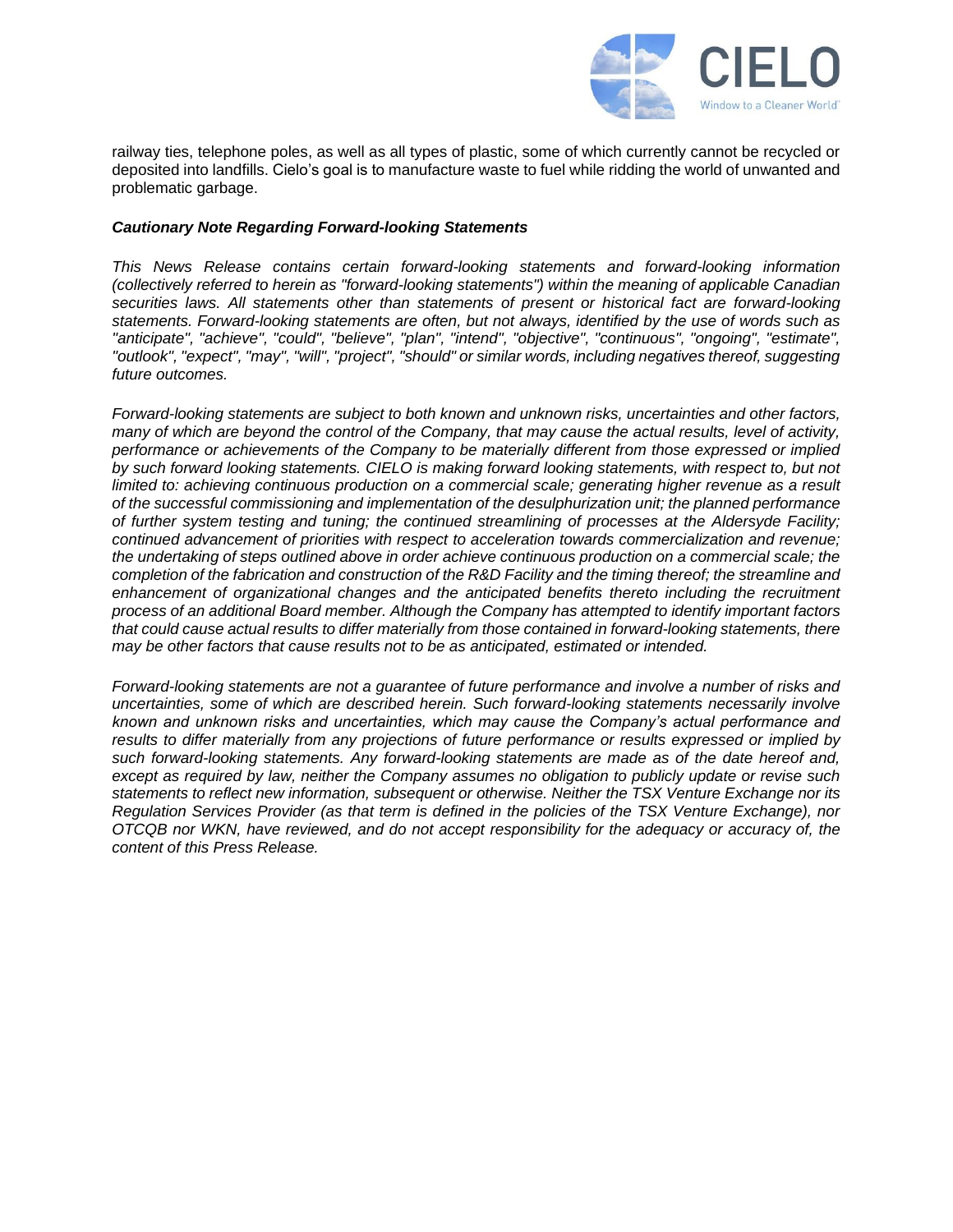railway ties, telephone poles, as well as all types of plastic, some of which currently cannot be recycled or deposited into landfills. Cielo's goal is to manufacture waste to fuel while ridding the world of unwanted and problematic garbage.

***Cautionary Note Regarding Forward-looking Statements***

*This News Release contains certain forward-looking statements and forward-looking information (collectively referred to herein as "forward-looking statements") within the meaning of applicable Canadian securities laws. All statements other than statements of present or historical fact are forward-looking statements. Forward-looking statements are often, but not always, identified by the use of words such as "anticipate", "achieve", "could", "believe", "plan", "intend", "objective", "continuous", "ongoing", "estimate", "outlook", "expect", "may", "will", "project", "should" or similar words, including negatives thereof, suggesting future outcomes.*

*Forward-looking statements are subject to both known and unknown risks, uncertainties and other factors, many of which are beyond the control of the Company, that may cause the actual results, level of activity, performance or achievements of the Company to be materially different from those expressed or implied by such forward looking statements. CIELO is making forward looking statements, with respect to, but not limited to: achieving continuous production on a commercial scale; generating higher revenue as a result of the successful commissioning and implementation of the desulphurization unit; the planned performance of further system testing and tuning; the continued streamlining of processes at the Aldersyde Facility; continued advancement of priorities with respect to acceleration towards commercialization and revenue; the undertaking of steps outlined above in order achieve continuous production on a commercial scale; the completion of the fabrication and construction of the R&D Facility and the timing thereof; the streamline and enhancement of organizational changes and the anticipated benefits thereto including the recruitment process of an additional Board member. Although the Company has attempted to identify important factors that could cause actual results to differ materially from those contained in forward-looking statements, there may be other factors that cause results not to be as anticipated, estimated or intended.*

*Forward-looking statements are not a guarantee of future performance and involve a number of risks and uncertainties, some of which are described herein. Such forward-looking statements necessarily involve known and unknown risks and uncertainties, which may cause the Company's actual performance and results to differ materially from any projections of future performance or results expressed or implied by such forward-looking statements. Any forward-looking statements are made as of the date hereof and, except as required by law, neither the Company assumes no obligation to publicly update or revise such statements to reflect new information, subsequent or otherwise. Neither the TSX Venture Exchange nor its Regulation Services Provider (as that term is defined in the policies of the TSX Venture Exchange), nor OTCQB nor WKN, have reviewed, and do not accept responsibility for the adequacy or accuracy of, the content of this Press Release.*